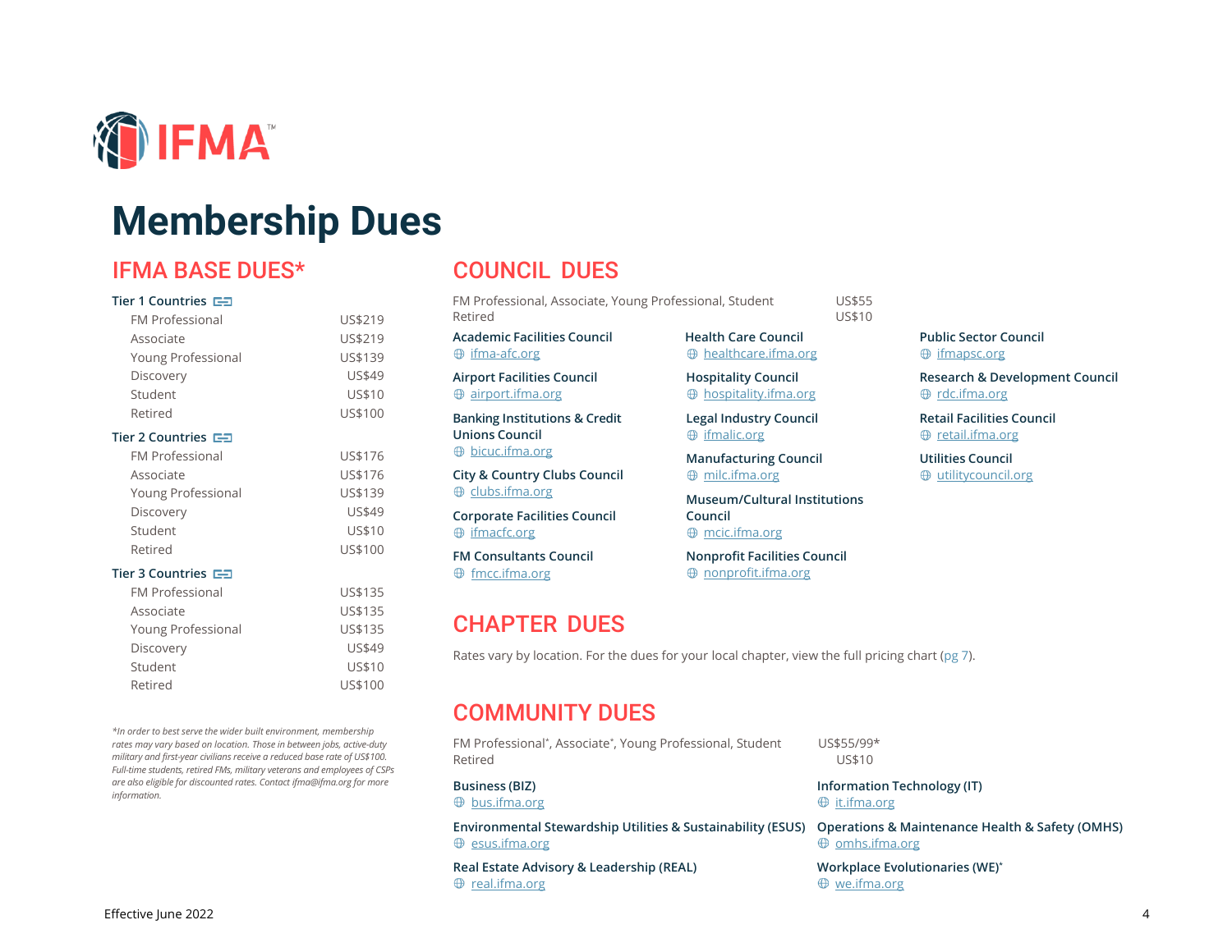# Membership Dues

## IFMA BASE DUES*

**Tier 1 Countries**

| Member Type | Dues |
|---|---|
| FM Professional | US$219 |
| Associate | US$219 |
| Young Professional | US$139 |
| Discovery | US$49 |
| Student | US$10 |
| Retired | US$100 |

**Tier 2 Countries**

| Member Type | Dues |
|---|---|
| FM Professional | US$176 |
| Associate | US$176 |
| Young Professional | US$139 |
| Discovery | US$49 |
| Student | US$10 |
| Retired | US$100 |

**Tier 3 Countries**

| Member Type | Dues |
|---|---|
| FM Professional | US$135 |
| Associate | US$135 |
| Young Professional | US$135 |
| Discovery | US$49 |
| Student | US$10 |
| Retired | US$100 |

*\*In order to best serve the wider built environment, membership rates may vary based on location. Those in between jobs, active-duty military and first-year civilians receive a reduced base rate of US$100. Full-time students, retired FMs, military veterans and employees of CSPs are also eligible for discounted rates. Contact ifma@ifma.org for more information.*

## COUNCIL DUES

| Member Type | Dues |
|---|---|
| FM Professional, Associate, Young Professional, Student | US$55 |
| Retired | US$10 |

**Academic Facilities Council**
ifma-afc.org

**Airport Facilities Council**
airport.ifma.org

**Banking Institutions & Credit Unions Council**
bicuc.ifma.org

**City & Country Clubs Council**
clubs.ifma.org

**Corporate Facilities Council**
ifmacfc.org

**FM Consultants Council**
fmcc.ifma.org

**Health Care Council**
healthcare.ifma.org

**Hospitality Council**
hospitality.ifma.org

**Legal Industry Council**
ifmalic.org

**Manufacturing Council**
milc.ifma.org

**Museum/Cultural Institutions Council**
mcic.ifma.org

**Nonprofit Facilities Council**
nonprofit.ifma.org

**Public Sector Council**
ifmapsc.org

**Research & Development Council**
rdc.ifma.org

**Retail Facilities Council**
retail.ifma.org

**Utilities Council**
utilitycouncil.org

## CHAPTER DUES

Rates vary by location. For the dues for your local chapter, view the full pricing chart (pg 7).

## COMMUNITY DUES

| Member Type | Dues |
|---|---|
| FM Professional*, Associate*, Young Professional, Student | US$55/99* |
| Retired | US$10 |

**Business (BIZ)**
bus.ifma.org

**Environmental Stewardship Utilities & Sustainability (ESUS)**
esus.ifma.org

**Real Estate Advisory & Leadership (REAL)**
real.ifma.org

**Information Technology (IT)**
it.ifma.org

**Operations & Maintenance Health & Safety (OMHS)**
omhs.ifma.org

**Workplace Evolutionies (WE)***
we.ifma.org

Effective June 2022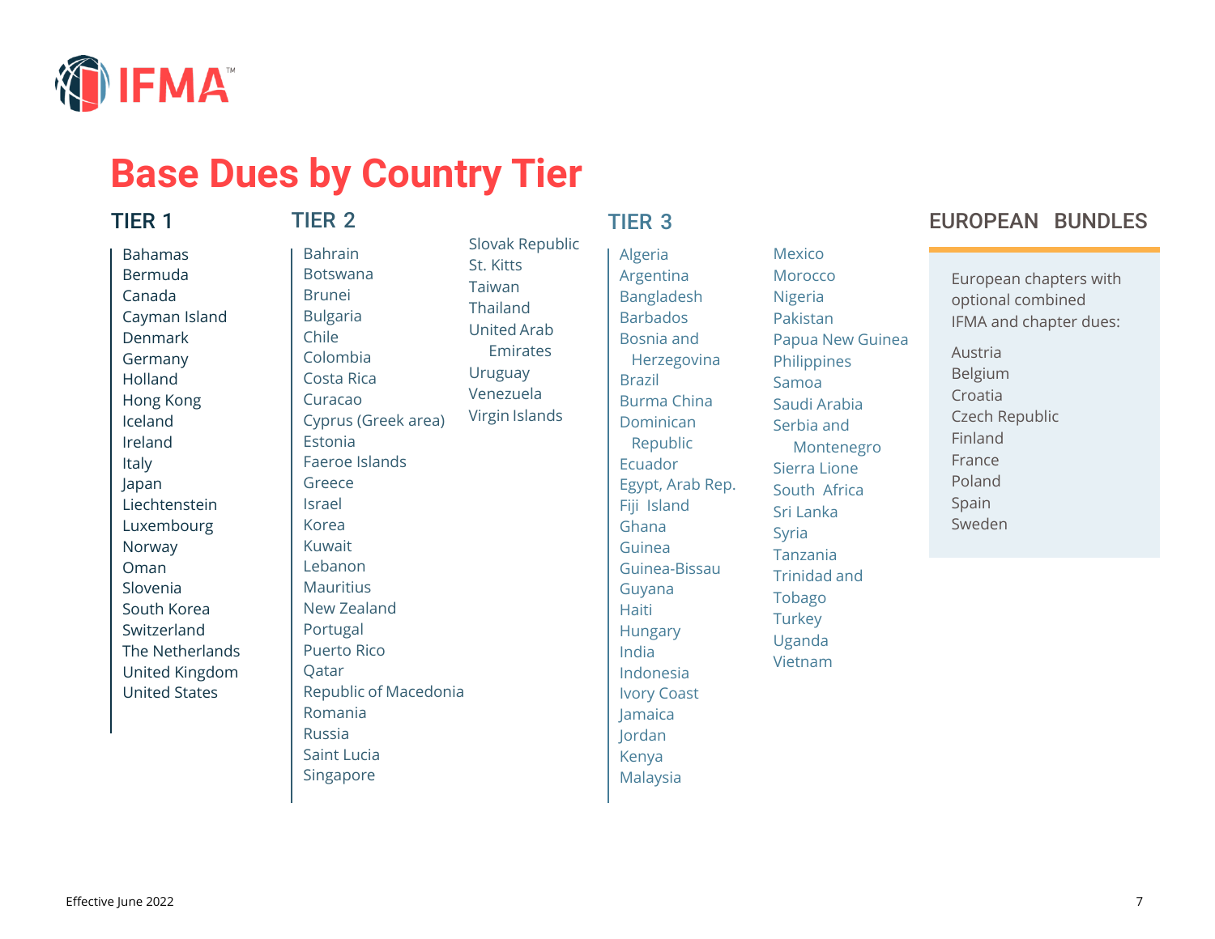# Base Dues by Country Tier

## TIER 1

- Bahamas
- Bermuda
- Canada
- Cayman Island
- Denmark
- Germany
- Holland
- Hong Kong
- Iceland
- Ireland
- Italy
- Japan
- Liechtenstein
- Luxembourg
- Norway
- Oman
- Slovenia
- South Korea
- Switzerland
- The Netherlands
- United Kingdom
- United States

## TIER 2

- Bahrain
- Botswana
- Brunei
- Bulgaria
- Chile
- Colombia
- Costa Rica
- Curacao
- Cyprus (Greek area)
- Estonia
- Faeroe Islands
- Greece
- Israel
- Korea
- Kuwait
- Lebanon
- Mauritius
- New Zealand
- Portugal
- Puerto Rico
- Qatar
- Republic of Macedonia
- Romania
- Russia
- Saint Lucia
- Singapore
- Slovak Republic
- St. Kitts
- Taiwan
- Thailand
- United Arab Emirates
- Uruguay
- Venezuela
- Virgin Islands

## TIER 3

- Algeria
- Argentina
- Bangladesh
- Barbados
- Bosnia and Herzegovina
- Brazil
- Burma China
- Dominican Republic
- Ecuador
- Egypt, Arab Rep.
- Fiji Island
- Ghana
- Guinea
- Guinea-Bissau
- Guyana
- Haiti
- Hungary
- India
- Indonesia
- Ivory Coast
- Jamaica
- Jordan
- Kenya
- Malaysia
- Mexico
- Morocco
- Nigeria
- Pakistan
- Papua New Guinea
- Philippines
- Samoa
- Saudi Arabia
- Serbia and Montenegro
- Sierra Lione
- South Africa
- Sri Lanka
- Syria
- Tanzania
- Trinidad and Tobago
- Turkey
- Uganda
- Vietnam

## EUROPEAN BUNDLES

European chapters with optional combined IFMA and chapter dues:

- Austria
- Belgium
- Croatia
- Czech Republic
- Finland
- France
- Poland
- Spain
- Sweden

Effective June 2022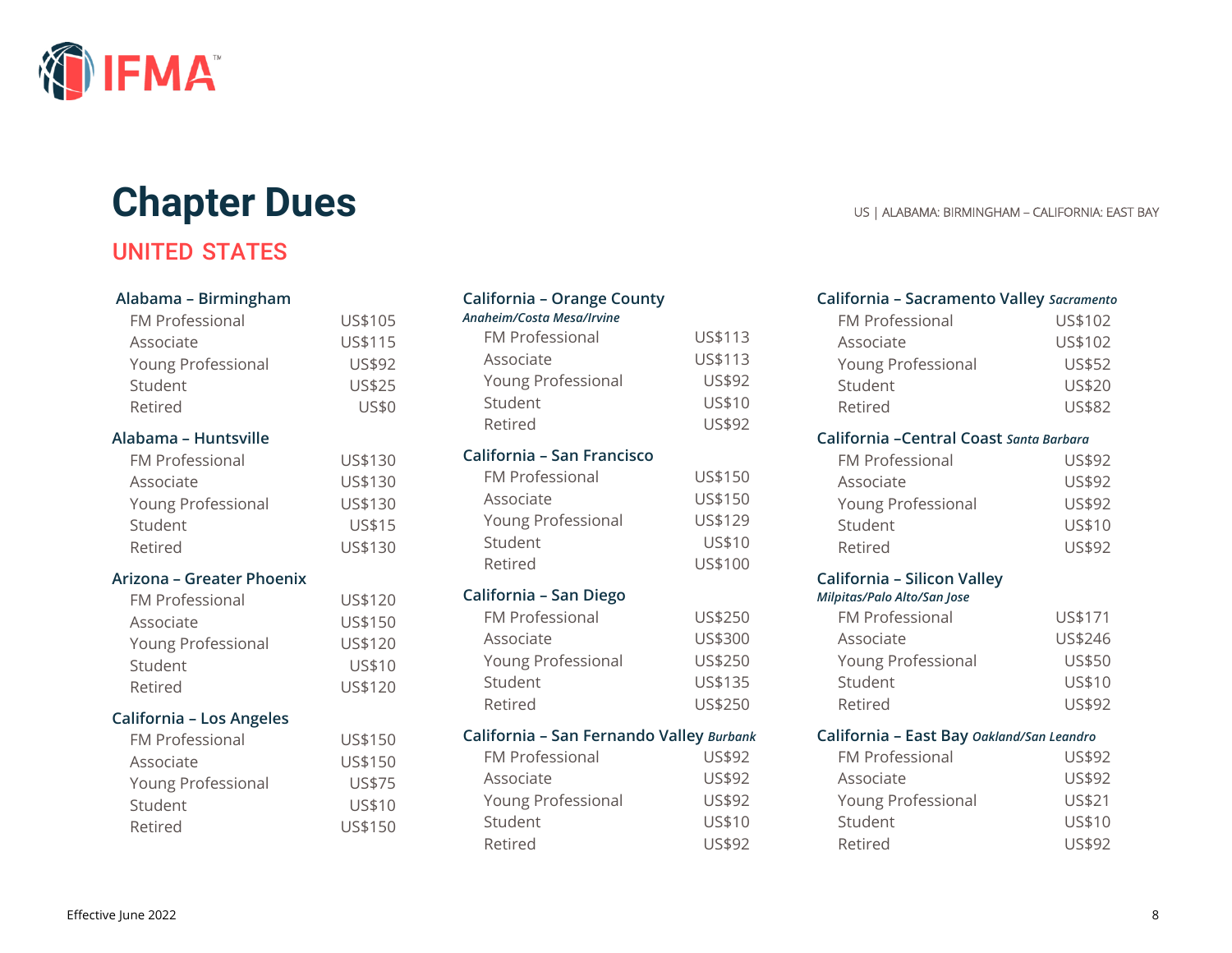# Chapter Dues

## UNITED STATES

### Alabama – Birmingham

| | |
|---|---|
| FM Professional | US$105 |
| Associate | US$115 |
| Young Professional | US$92 |
| Student | US$25 |
| Retired | US$0 |

### Alabama – Huntsville

| | |
|---|---|
| FM Professional | US$130 |
| Associate | US$130 |
| Young Professional | US$130 |
| Student | US$15 |
| Retired | US$130 |

### Arizona – Greater Phoenix

| | |
|---|---|
| FM Professional | US$120 |
| Associate | US$150 |
| Young Professional | US$120 |
| Student | US$10 |
| Retired | US$120 |

### California – Los Angeles

| | |
|---|---|
| FM Professional | US$150 |
| Associate | US$150 |
| Young Professional | US$75 |
| Student | US$10 |
| Retired | US$150 |

### California – Orange County *Anaheim/Costa Mesa/Irvine*

| | |
|---|---|
| FM Professional | US$113 |
| Associate | US$113 |
| Young Professional | US$92 |
| Student | US$10 |
| Retired | US$92 |

### California – San Francisco

| | |
|---|---|
| FM Professional | US$150 |
| Associate | US$150 |
| Young Professional | US$129 |
| Student | US$10 |
| Retired | US$100 |

### California – San Diego

| | |
|---|---|
| FM Professional | US$250 |
| Associate | US$300 |
| Young Professional | US$250 |
| Student | US$135 |
| Retired | US$250 |

### California – San Fernando Valley *Burbank*

| | |
|---|---|
| FM Professional | US$92 |
| Associate | US$92 |
| Young Professional | US$92 |
| Student | US$10 |
| Retired | US$92 |

### California – Sacramento Valley *Sacramento*

| | |
|---|---|
| FM Professional | US$102 |
| Associate | US$102 |
| Young Professional | US$52 |
| Student | US$20 |
| Retired | US$82 |

### California –Central Coast *Santa Barbara*

| | |
|---|---|
| FM Professional | US$92 |
| Associate | US$92 |
| Young Professional | US$92 |
| Student | US$10 |
| Retired | US$92 |

### California – Silicon Valley *Milpitas/Palo Alto/San Jose*

| | |
|---|---|
| FM Professional | US$171 |
| Associate | US$246 |
| Young Professional | US$50 |
| Student | US$10 |
| Retired | US$92 |

### California – East Bay *Oakland/San Leandro*

| | |
|---|---|
| FM Professional | US$92 |
| Associate | US$92 |
| Young Professional | US$21 |
| Student | US$10 |
| Retired | US$92 |

Effective June 2022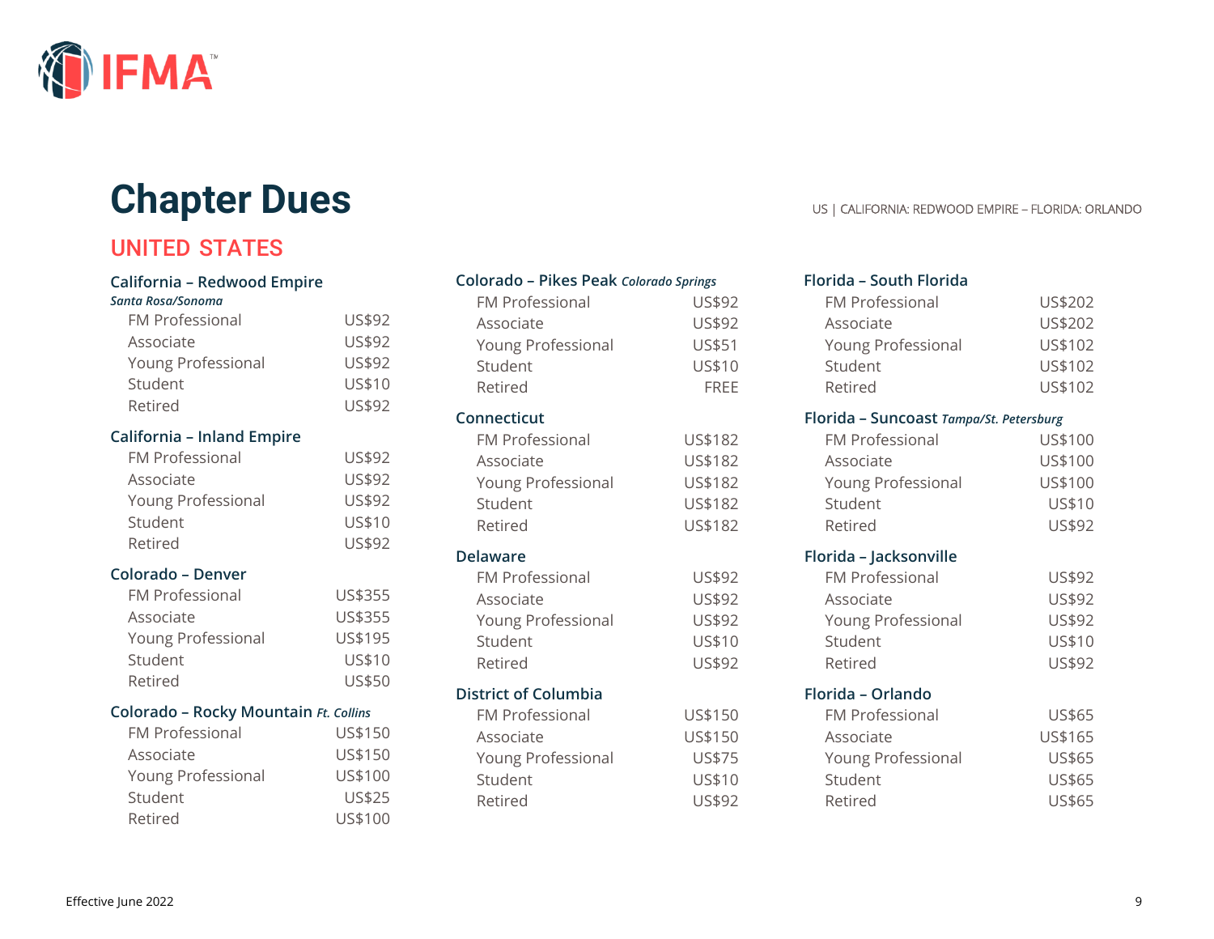# Chapter Dues

## UNITED STATES

### California – Redwood Empire

*Santa Rosa/Sonoma*

| | |
|---|---|
| FM Professional | US$92 |
| Associate | US$92 |
| Young Professional | US$92 |
| Student | US$10 |
| Retired | US$92 |

### California – Inland Empire

| | |
|---|---|
| FM Professional | US$92 |
| Associate | US$92 |
| Young Professional | US$92 |
| Student | US$10 |
| Retired | US$92 |

### Colorado – Denver

| | |
|---|---|
| FM Professional | US$355 |
| Associate | US$355 |
| Young Professional | US$195 |
| Student | US$10 |
| Retired | US$50 |

### Colorado – Rocky Mountain *Ft. Collins*

| | |
|---|---|
| FM Professional | US$150 |
| Associate | US$150 |
| Young Professional | US$100 |
| Student | US$25 |
| Retired | US$100 |

### Colorado – Pikes Peak *Colorado Springs*

| | |
|---|---|
| FM Professional | US$92 |
| Associate | US$92 |
| Young Professional | US$51 |
| Student | US$10 |
| Retired | FREE |

### Connecticut

| | |
|---|---|
| FM Professional | US$182 |
| Associate | US$182 |
| Young Professional | US$182 |
| Student | US$182 |
| Retired | US$182 |

### Delaware

| | |
|---|---|
| FM Professional | US$92 |
| Associate | US$92 |
| Young Professional | US$92 |
| Student | US$10 |
| Retired | US$92 |

### District of Columbia

| | |
|---|---|
| FM Professional | US$150 |
| Associate | US$150 |
| Young Professional | US$75 |
| Student | US$10 |
| Retired | US$92 |

### Florida – South Florida

| | |
|---|---|
| FM Professional | US$202 |
| Associate | US$202 |
| Young Professional | US$102 |
| Student | US$102 |
| Retired | US$102 |

### Florida – Suncoast *Tampa/St. Petersburg*

| | |
|---|---|
| FM Professional | US$100 |
| Associate | US$100 |
| Young Professional | US$100 |
| Student | US$10 |
| Retired | US$92 |

### Florida – Jacksonville

| | |
|---|---|
| FM Professional | US$92 |
| Associate | US$92 |
| Young Professional | US$92 |
| Student | US$10 |
| Retired | US$92 |

### Florida – Orlando

| | |
|---|---|
| FM Professional | US$65 |
| Associate | US$165 |
| Young Professional | US$65 |
| Student | US$65 |
| Retired | US$65 |

Effective June 2022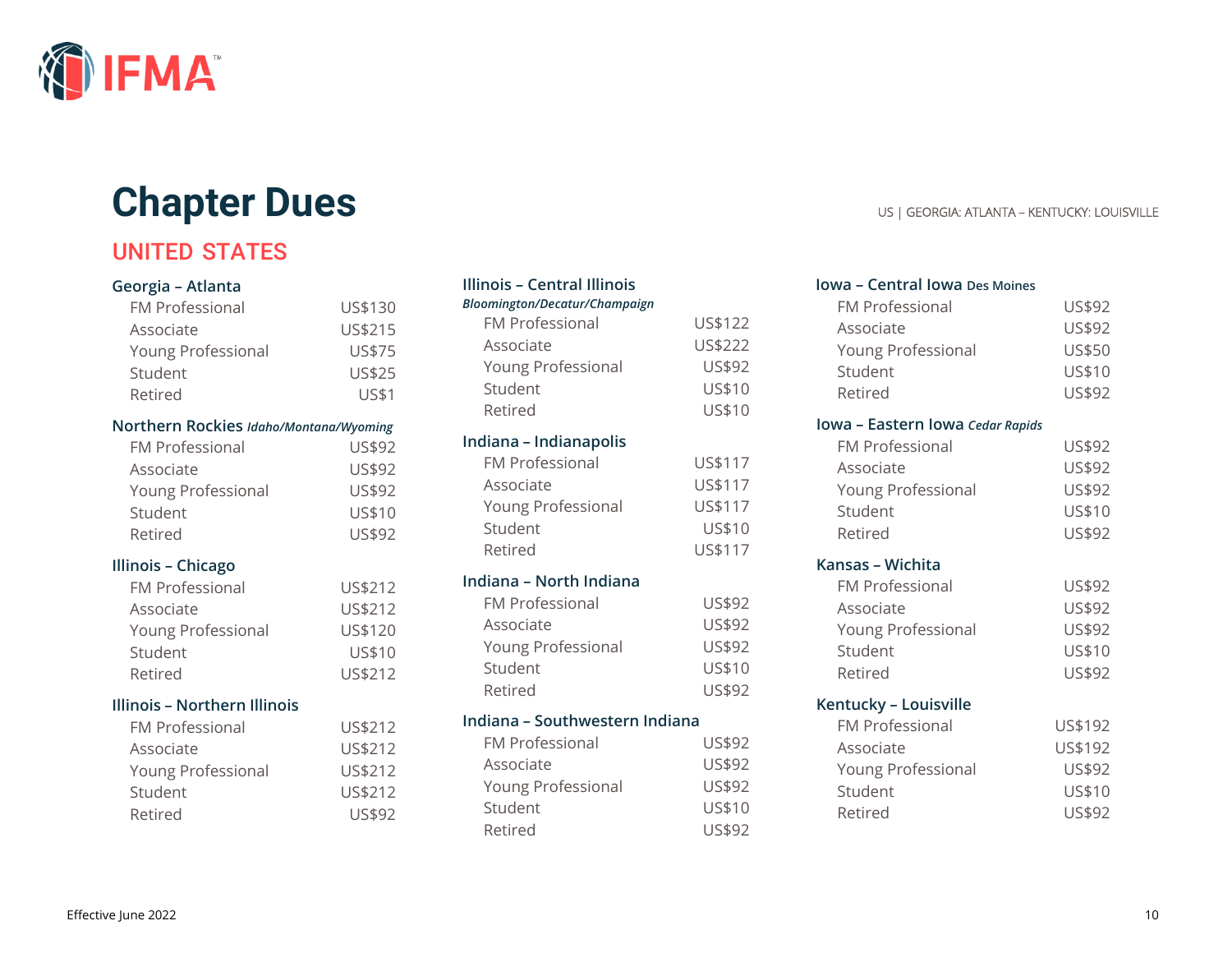# Chapter Dues

## UNITED STATES

### Georgia – Atlanta

| | |
|---|---|
| FM Professional | US$130 |
| Associate | US$215 |
| Young Professional | US$75 |
| Student | US$25 |
| Retired | US$1 |

### Northern Rockies *Idaho/Montana/Wyoming*

| | |
|---|---|
| FM Professional | US$92 |
| Associate | US$92 |
| Young Professional | US$92 |
| Student | US$10 |
| Retired | US$92 |

### Illinois – Chicago

| | |
|---|---|
| FM Professional | US$212 |
| Associate | US$212 |
| Young Professional | US$120 |
| Student | US$10 |
| Retired | US$212 |

### Illinois – Northern Illinois

| | |
|---|---|
| FM Professional | US$212 |
| Associate | US$212 |
| Young Professional | US$212 |
| Student | US$212 |
| Retired | US$92 |

### Illinois – Central Illinois

*Bloomington/Decatur/Champaign*

| | |
|---|---|
| FM Professional | US$122 |
| Associate | US$222 |
| Young Professional | US$92 |
| Student | US$10 |
| Retired | US$10 |

### Indiana – Indianapolis

| | |
|---|---|
| FM Professional | US$117 |
| Associate | US$117 |
| Young Professional | US$117 |
| Student | US$10 |
| Retired | US$117 |

### Indiana – North Indiana

| | |
|---|---|
| FM Professional | US$92 |
| Associate | US$92 |
| Young Professional | US$92 |
| Student | US$10 |
| Retired | US$92 |

### Indiana – Southwestern Indiana

| | |
|---|---|
| FM Professional | US$92 |
| Associate | US$92 |
| Young Professional | US$92 |
| Student | US$10 |
| Retired | US$92 |

### Iowa – Central Iowa Des Moines

| | |
|---|---|
| FM Professional | US$92 |
| Associate | US$92 |
| Young Professional | US$50 |
| Student | US$10 |
| Retired | US$92 |

### Iowa – Eastern Iowa *Cedar Rapids*

| | |
|---|---|
| FM Professional | US$92 |
| Associate | US$92 |
| Young Professional | US$92 |
| Student | US$10 |
| Retired | US$92 |

### Kansas – Wichita

| | |
|---|---|
| FM Professional | US$92 |
| Associate | US$92 |
| Young Professional | US$92 |
| Student | US$10 |
| Retired | US$92 |

### Kentucky – Louisville

| | |
|---|---|
| FM Professional | US$192 |
| Associate | US$192 |
| Young Professional | US$92 |
| Student | US$10 |
| Retired | US$92 |

Effective June 2022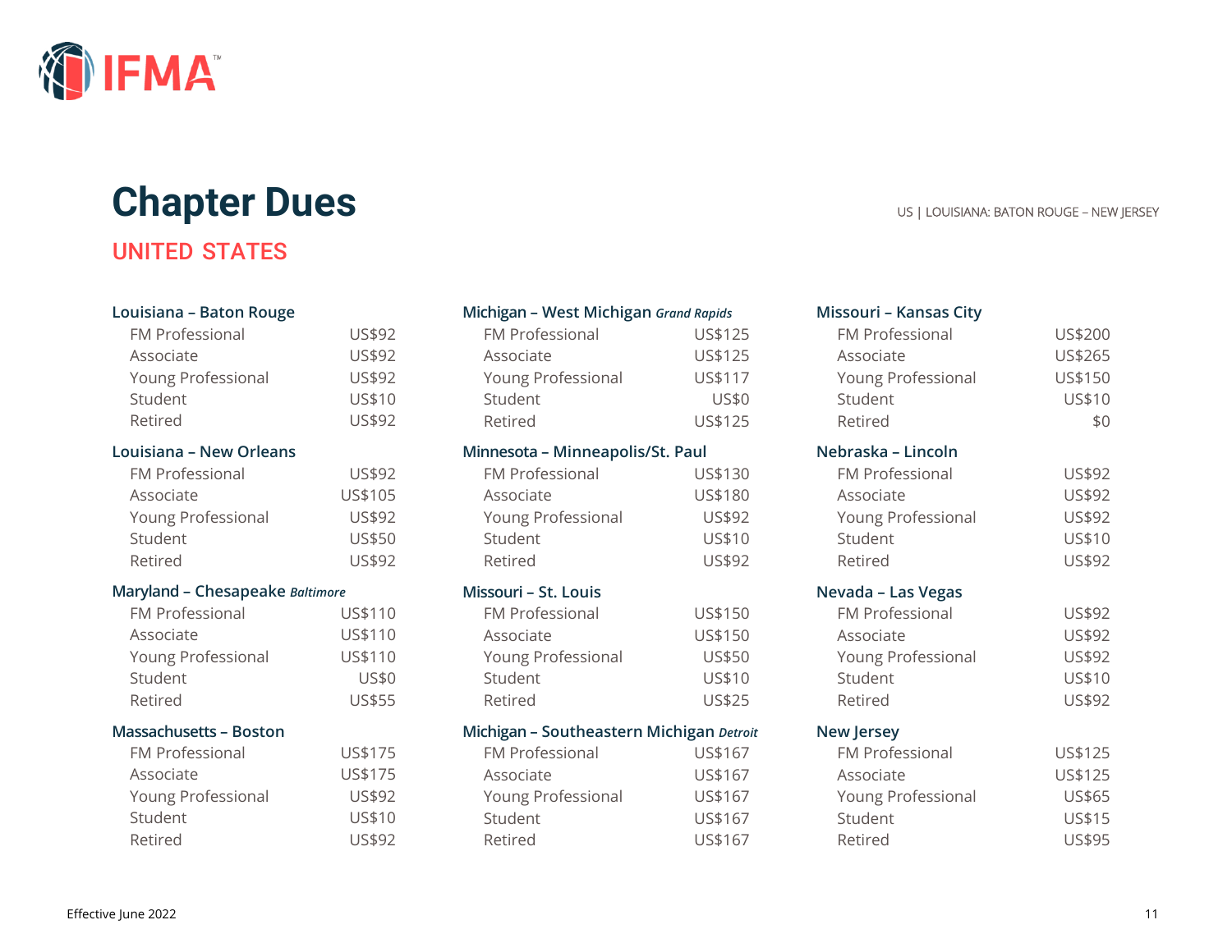# Chapter Dues

## UNITED STATES

### Louisiana – Baton Rouge

| | |
|---|---|
| FM Professional | US$92 |
| Associate | US$92 |
| Young Professional | US$92 |
| Student | US$10 |
| Retired | US$92 |

### Louisiana – New Orleans

| | |
|---|---|
| FM Professional | US$92 |
| Associate | US$105 |
| Young Professional | US$92 |
| Student | US$50 |
| Retired | US$92 |

### Maryland – Chesapeake *Baltimore*

| | |
|---|---|
| FM Professional | US$110 |
| Associate | US$110 |
| Young Professional | US$110 |
| Student | US$0 |
| Retired | US$55 |

### Massachusetts – Boston

| | |
|---|---|
| FM Professional | US$175 |
| Associate | US$175 |
| Young Professional | US$92 |
| Student | US$10 |
| Retired | US$92 |

### Michigan – West Michigan *Grand Rapids*

| | |
|---|---|
| FM Professional | US$125 |
| Associate | US$125 |
| Young Professional | US$117 |
| Student | US$0 |
| Retired | US$125 |

### Minnesota – Minneapolis/St. Paul

| | |
|---|---|
| FM Professional | US$130 |
| Associate | US$180 |
| Young Professional | US$92 |
| Student | US$10 |
| Retired | US$92 |

### Missouri – St. Louis

| | |
|---|---|
| FM Professional | US$150 |
| Associate | US$150 |
| Young Professional | US$50 |
| Student | US$10 |
| Retired | US$25 |

### Michigan – Southeastern Michigan *Detroit*

| | |
|---|---|
| FM Professional | US$167 |
| Associate | US$167 |
| Young Professional | US$167 |
| Student | US$167 |
| Retired | US$167 |

### Missouri – Kansas City

| | |
|---|---|
| FM Professional | US$200 |
| Associate | US$265 |
| Young Professional | US$150 |
| Student | US$10 |
| Retired | $0 |

### Nebraska – Lincoln

| | |
|---|---|
| FM Professional | US$92 |
| Associate | US$92 |
| Young Professional | US$92 |
| Student | US$10 |
| Retired | US$92 |

### Nevada – Las Vegas

| | |
|---|---|
| FM Professional | US$92 |
| Associate | US$92 |
| Young Professional | US$92 |
| Student | US$10 |
| Retired | US$92 |

### New Jersey

| | |
|---|---|
| FM Professional | US$125 |
| Associate | US$125 |
| Young Professional | US$65 |
| Student | US$15 |
| Retired | US$95 |

Effective June 2022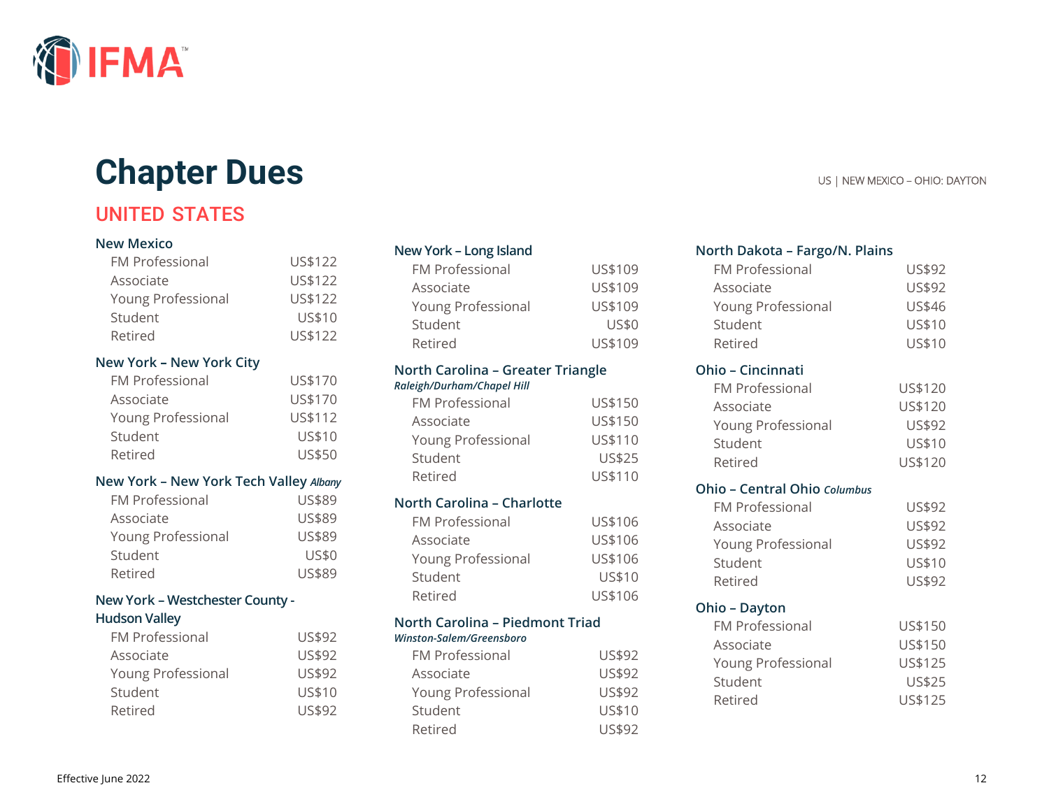# Chapter Dues

## UNITED STATES

### New Mexico

| | |
|---|---|
| FM Professional | US$122 |
| Associate | US$122 |
| Young Professional | US$122 |
| Student | US$10 |
| Retired | US$122 |

### New York – New York City

| | |
|---|---|
| FM Professional | US$170 |
| Associate | US$170 |
| Young Professional | US$112 |
| Student | US$10 |
| Retired | US$50 |

### New York – New York Tech Valley *Albany*

| | |
|---|---|
| FM Professional | US$89 |
| Associate | US$89 |
| Young Professional | US$89 |
| Student | US$0 |
| Retired | US$89 |

### New York – Westchester County - Hudson Valley

| | |
|---|---|
| FM Professional | US$92 |
| Associate | US$92 |
| Young Professional | US$92 |
| Student | US$10 |
| Retired | US$92 |

### New York – Long Island

| | |
|---|---|
| FM Professional | US$109 |
| Associate | US$109 |
| Young Professional | US$109 |
| Student | US$0 |
| Retired | US$109 |

### North Carolina – Greater Triangle

*Raleigh/Durham/Chapel Hill*

| | |
|---|---|
| FM Professional | US$150 |
| Associate | US$150 |
| Young Professional | US$110 |
| Student | US$25 |
| Retired | US$110 |

### North Carolina – Charlotte

| | |
|---|---|
| FM Professional | US$106 |
| Associate | US$106 |
| Young Professional | US$106 |
| Student | US$10 |
| Retired | US$106 |

### North Carolina – Piedmont Triad

*Winston-Salem/Greensboro*

| | |
|---|---|
| FM Professional | US$92 |
| Associate | US$92 |
| Young Professional | US$92 |
| Student | US$10 |
| Retired | US$92 |

### North Dakota – Fargo/N. Plains

| | |
|---|---|
| FM Professional | US$92 |
| Associate | US$92 |
| Young Professional | US$46 |
| Student | US$10 |
| Retired | US$10 |

### Ohio – Cincinnati

| | |
|---|---|
| FM Professional | US$120 |
| Associate | US$120 |
| Young Professional | US$92 |
| Student | US$10 |
| Retired | US$120 |

### Ohio – Central Ohio *Columbus*

| | |
|---|---|
| FM Professional | US$92 |
| Associate | US$92 |
| Young Professional | US$92 |
| Student | US$10 |
| Retired | US$92 |

### Ohio – Dayton

| | |
|---|---|
| FM Professional | US$150 |
| Associate | US$150 |
| Young Professional | US$125 |
| Student | US$25 |
| Retired | US$125 |

Effective June 2022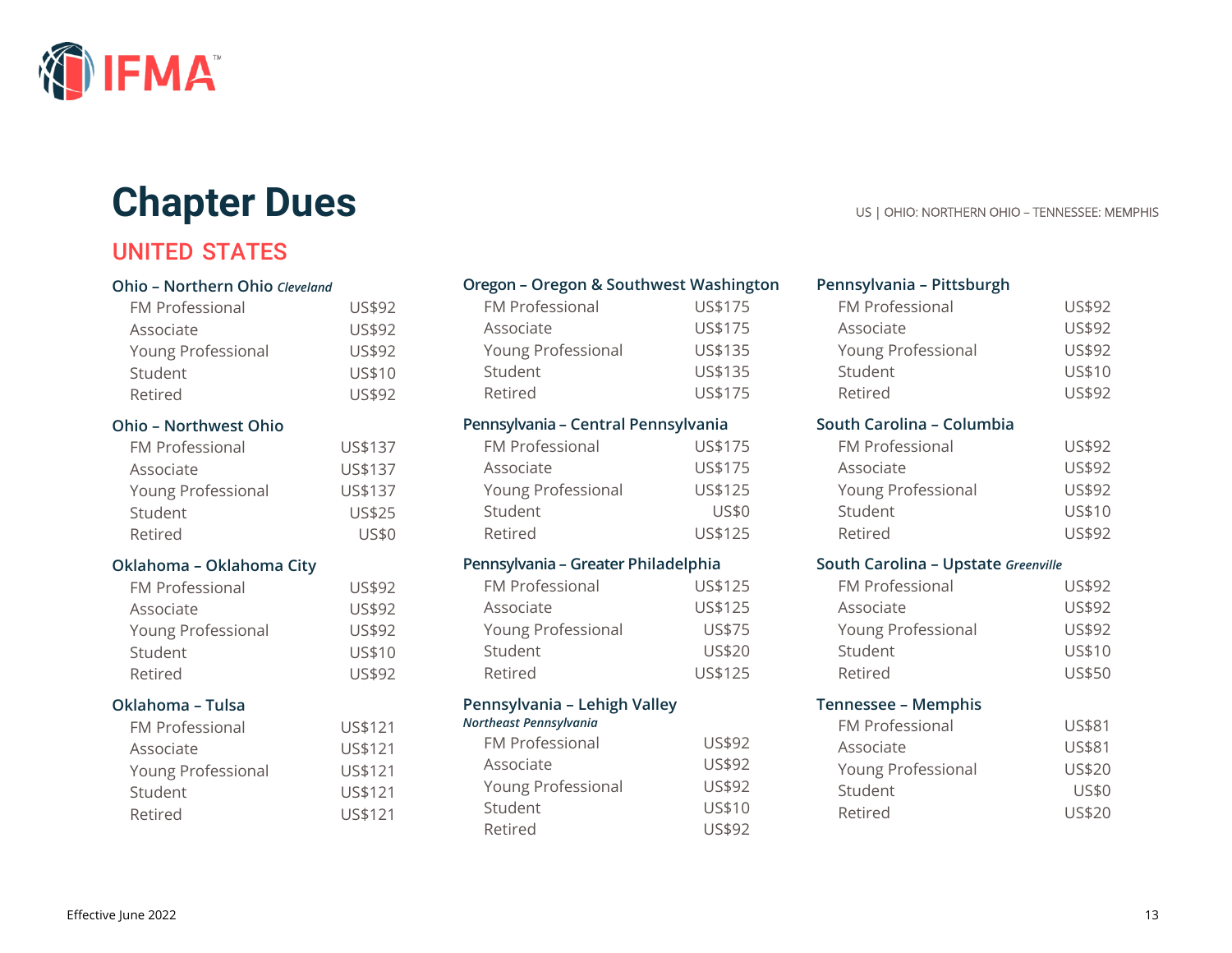# Chapter Dues

## UNITED STATES

### Ohio – Northern Ohio *Cleveland*

| | |
|---|---|
| FM Professional | US$92 |
| Associate | US$92 |
| Young Professional | US$92 |
| Student | US$10 |
| Retired | US$92 |

### Ohio – Northwest Ohio

| | |
|---|---|
| FM Professional | US$137 |
| Associate | US$137 |
| Young Professional | US$137 |
| Student | US$25 |
| Retired | US$0 |

### Oklahoma – Oklahoma City

| | |
|---|---|
| FM Professional | US$92 |
| Associate | US$92 |
| Young Professional | US$92 |
| Student | US$10 |
| Retired | US$92 |

### Oklahoma – Tulsa

| | |
|---|---|
| FM Professional | US$121 |
| Associate | US$121 |
| Young Professional | US$121 |
| Student | US$121 |
| Retired | US$121 |

### Oregon – Oregon & Southwest Washington

| | |
|---|---|
| FM Professional | US$175 |
| Associate | US$175 |
| Young Professional | US$135 |
| Student | US$135 |
| Retired | US$175 |

### Pennsylvania – Central Pennsylvania

| | |
|---|---|
| FM Professional | US$175 |
| Associate | US$175 |
| Young Professional | US$125 |
| Student | US$0 |
| Retired | US$125 |

### Pennsylvania – Greater Philadelphia

| | |
|---|---|
| FM Professional | US$125 |
| Associate | US$125 |
| Young Professional | US$75 |
| Student | US$20 |
| Retired | US$125 |

### Pennsylvania – Lehigh Valley

*Northeast Pennsylvania*

| | |
|---|---|
| FM Professional | US$92 |
| Associate | US$92 |
| Young Professional | US$92 |
| Student | US$10 |
| Retired | US$92 |

### Pennsylvania – Pittsburgh

| | |
|---|---|
| FM Professional | US$92 |
| Associate | US$92 |
| Young Professional | US$92 |
| Student | US$10 |
| Retired | US$92 |

### South Carolina – Columbia

| | |
|---|---|
| FM Professional | US$92 |
| Associate | US$92 |
| Young Professional | US$92 |
| Student | US$10 |
| Retired | US$92 |

### South Carolina – Upstate *Greenville*

| | |
|---|---|
| FM Professional | US$92 |
| Associate | US$92 |
| Young Professional | US$92 |
| Student | US$10 |
| Retired | US$50 |

### Tennessee – Memphis

| | |
|---|---|
| FM Professional | US$81 |
| Associate | US$81 |
| Young Professional | US$20 |
| Student | US$0 |
| Retired | US$20 |

Effective June 2022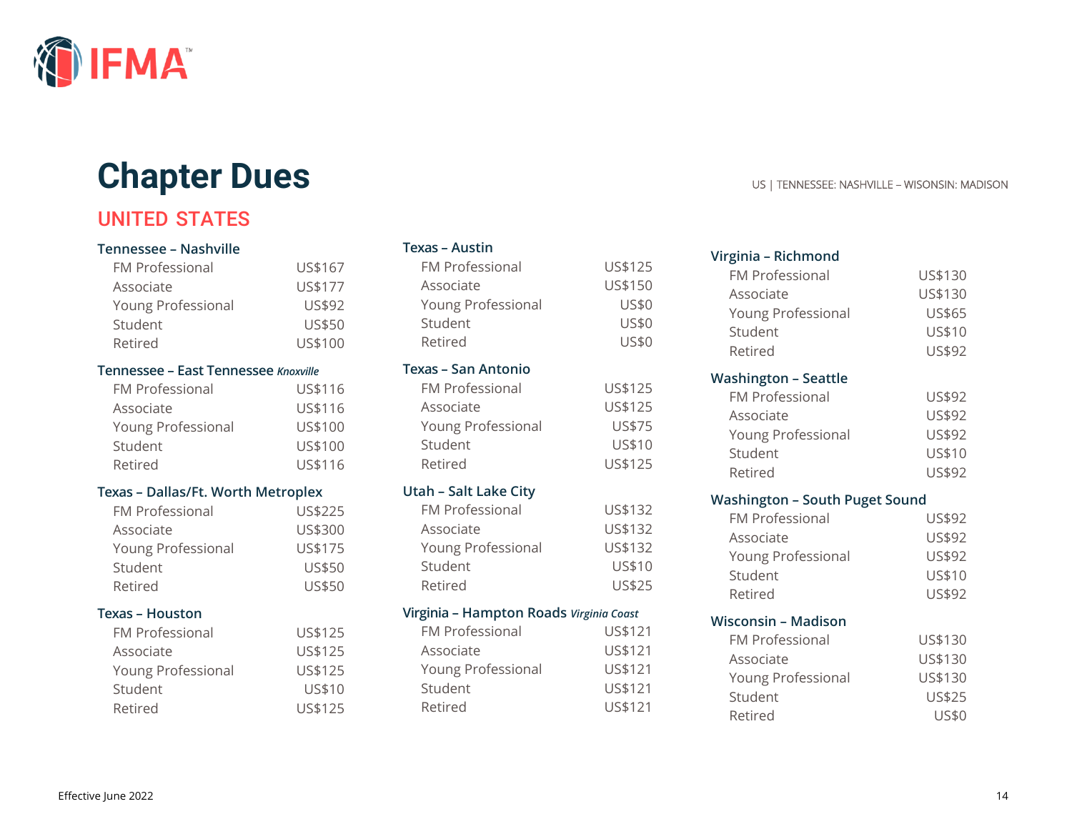# Chapter Dues

## UNITED STATES

### Tennessee – Nashville

| | |
|---|---|
| FM Professional | US$167 |
| Associate | US$177 |
| Young Professional | US$92 |
| Student | US$50 |
| Retired | US$100 |

### Tennessee – East Tennessee *Knoxville*

| | |
|---|---|
| FM Professional | US$116 |
| Associate | US$116 |
| Young Professional | US$100 |
| Student | US$100 |
| Retired | US$116 |

### Texas – Dallas/Ft. Worth Metroplex

| | |
|---|---|
| FM Professional | US$225 |
| Associate | US$300 |
| Young Professional | US$175 |
| Student | US$50 |
| Retired | US$50 |

### Texas – Houston

| | |
|---|---|
| FM Professional | US$125 |
| Associate | US$125 |
| Young Professional | US$125 |
| Student | US$10 |
| Retired | US$125 |

### Texas – Austin

| | |
|---|---|
| FM Professional | US$125 |
| Associate | US$150 |
| Young Professional | US$0 |
| Student | US$0 |
| Retired | US$0 |

### Texas – San Antonio

| | |
|---|---|
| FM Professional | US$125 |
| Associate | US$125 |
| Young Professional | US$75 |
| Student | US$10 |
| Retired | US$125 |

### Utah – Salt Lake City

| | |
|---|---|
| FM Professional | US$132 |
| Associate | US$132 |
| Young Professional | US$132 |
| Student | US$10 |
| Retired | US$25 |

### Virginia – Hampton Roads *Virginia Coast*

| | |
|---|---|
| FM Professional | US$121 |
| Associate | US$121 |
| Young Professional | US$121 |
| Student | US$121 |
| Retired | US$121 |

### Virginia – Richmond

| | |
|---|---|
| FM Professional | US$130 |
| Associate | US$130 |
| Young Professional | US$65 |
| Student | US$10 |
| Retired | US$92 |

### Washington – Seattle

| | |
|---|---|
| FM Professional | US$92 |
| Associate | US$92 |
| Young Professional | US$92 |
| Student | US$10 |
| Retired | US$92 |

### Washington – South Puget Sound

| | |
|---|---|
| FM Professional | US$92 |
| Associate | US$92 |
| Young Professional | US$92 |
| Student | US$10 |
| Retired | US$92 |

### Wisconsin – Madison

| | |
|---|---|
| FM Professional | US$130 |
| Associate | US$130 |
| Young Professional | US$130 |
| Student | US$25 |
| Retired | US$0 |

Effective June 2022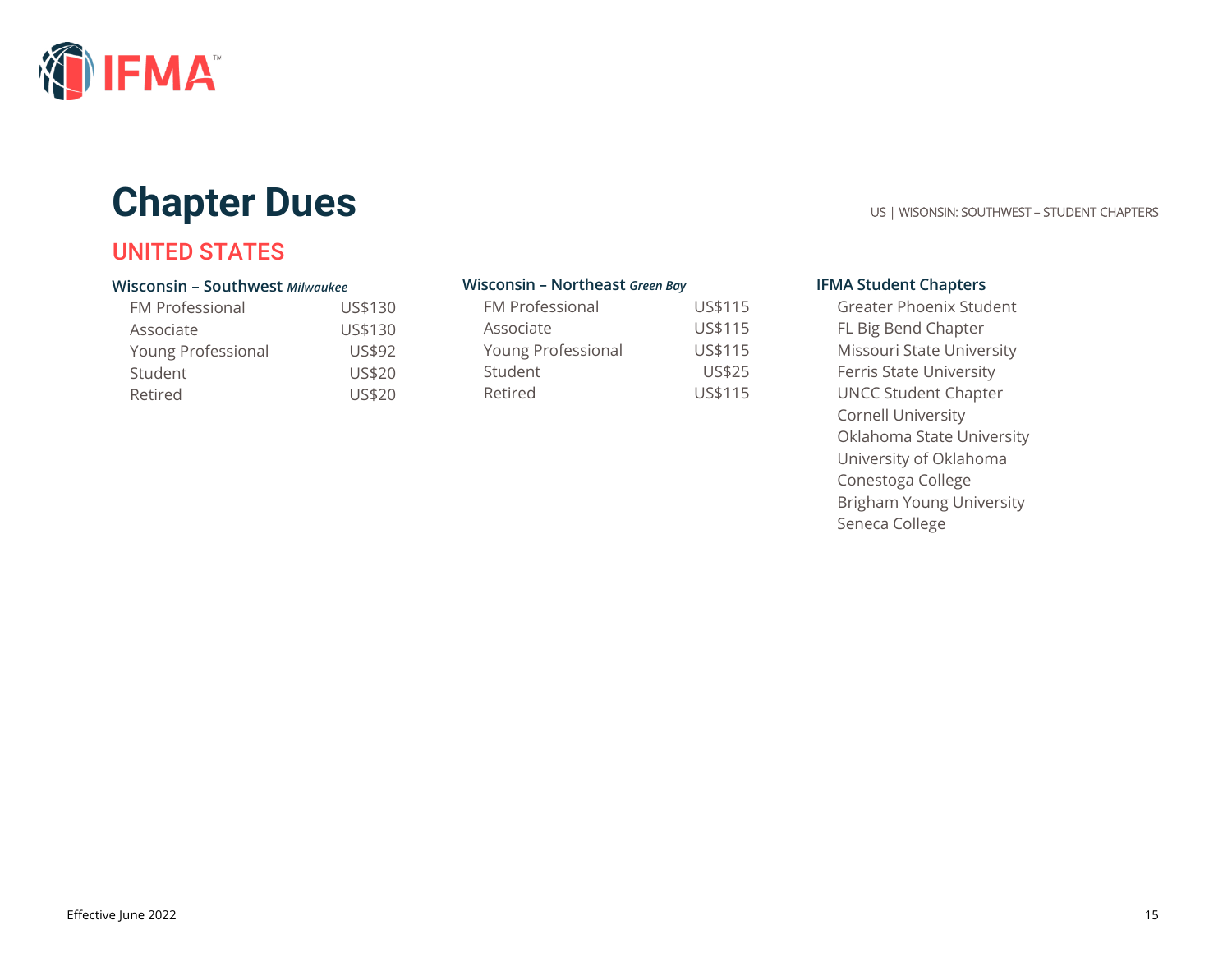# Chapter Dues

## UNITED STATES

### Wisconsin – Southwest *Milwaukee*

| | |
|---|---|
| FM Professional | US$130 |
| Associate | US$130 |
| Young Professional | US$92 |
| Student | US$20 |
| Retired | US$20 |

### Wisconsin – Northeast *Green Bay*

| | |
|---|---|
| FM Professional | US$115 |
| Associate | US$115 |
| Young Professional | US$115 |
| Student | US$25 |
| Retired | US$115 |

### IFMA Student Chapters

- Greater Phoenix Student
- FL Big Bend Chapter
- Missouri State University
- Ferris State University
- UNCC Student Chapter
- Cornell University
- Oklahoma State University
- University of Oklahoma
- Conestoga College
- Brigham Young University
- Seneca College

Effective June 2022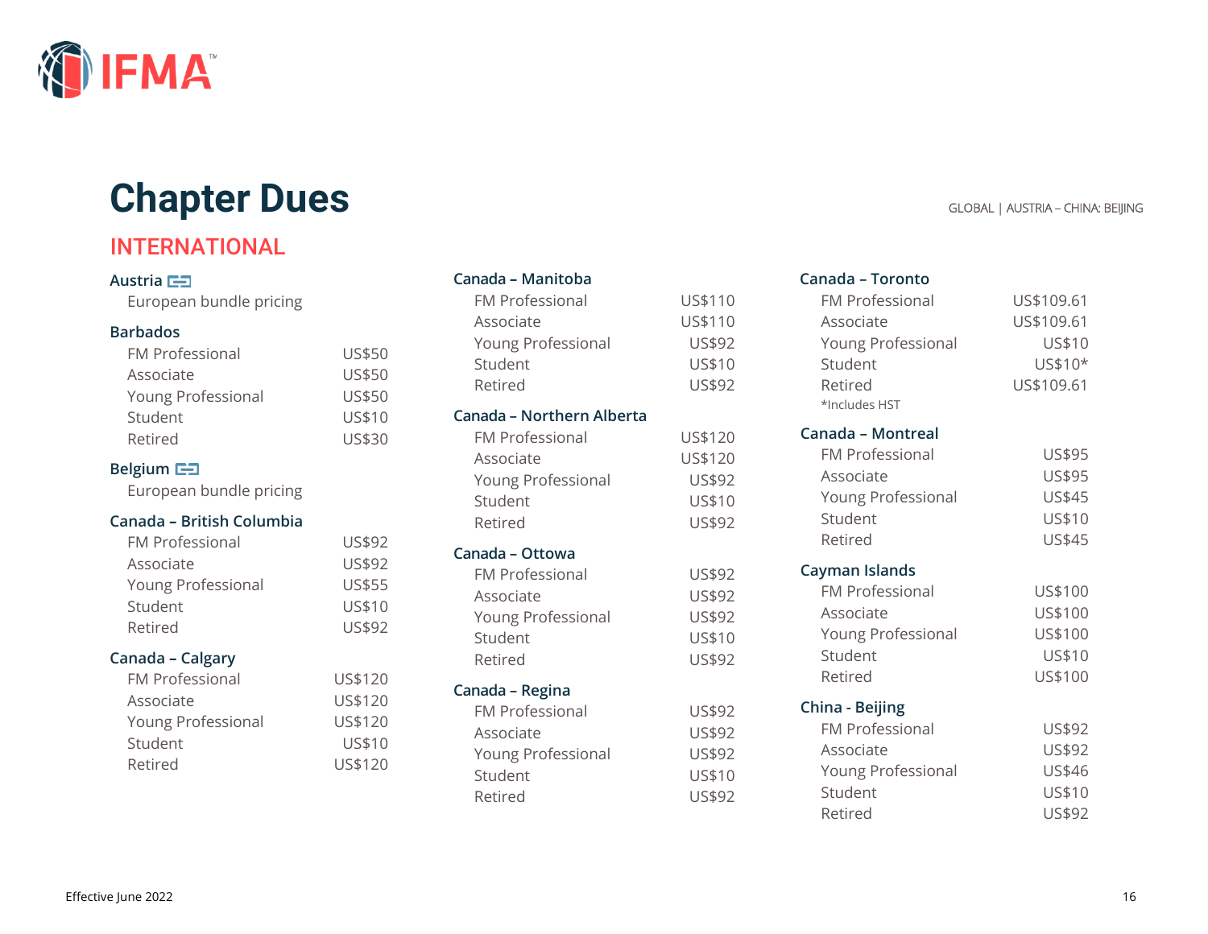# Chapter Dues

## INTERNATIONAL

### Austria

European bundle pricing

### Barbados

| | |
|---|---|
| FM Professional | US$50 |
| Associate | US$50 |
| Young Professional | US$50 |
| Student | US$10 |
| Retired | US$30 |

### Belgium

European bundle pricing

### Canada – British Columbia

| | |
|---|---|
| FM Professional | US$92 |
| Associate | US$92 |
| Young Professional | US$55 |
| Student | US$10 |
| Retired | US$92 |

### Canada – Calgary

| | |
|---|---|
| FM Professional | US$120 |
| Associate | US$120 |
| Young Professional | US$120 |
| Student | US$10 |
| Retired | US$120 |

### Canada – Manitoba

| | |
|---|---|
| FM Professional | US$110 |
| Associate | US$110 |
| Young Professional | US$92 |
| Student | US$10 |
| Retired | US$92 |

### Canada – Northern Alberta

| | |
|---|---|
| FM Professional | US$120 |
| Associate | US$120 |
| Young Professional | US$92 |
| Student | US$10 |
| Retired | US$92 |

### Canada – Ottowa

| | |
|---|---|
| FM Professional | US$92 |
| Associate | US$92 |
| Young Professional | US$92 |
| Student | US$10 |
| Retired | US$92 |

### Canada – Regina

| | |
|---|---|
| FM Professional | US$92 |
| Associate | US$92 |
| Young Professional | US$92 |
| Student | US$10 |
| Retired | US$92 |

### Canada – Toronto

| | |
|---|---|
| FM Professional | US$109.61 |
| Associate | US$109.61 |
| Young Professional | US$10 |
| Student | US$10* |
| Retired | US$109.61 |

*Includes HST

### Canada – Montreal

| | |
|---|---|
| FM Professional | US$95 |
| Associate | US$95 |
| Young Professional | US$45 |
| Student | US$10 |
| Retired | US$45 |

### Cayman Islands

| | |
|---|---|
| FM Professional | US$100 |
| Associate | US$100 |
| Young Professional | US$100 |
| Student | US$10 |
| Retired | US$100 |

### China - Beijing

| | |
|---|---|
| FM Professional | US$92 |
| Associate | US$92 |
| Young Professional | US$46 |
| Student | US$10 |
| Retired | US$92 |

Effective June 2022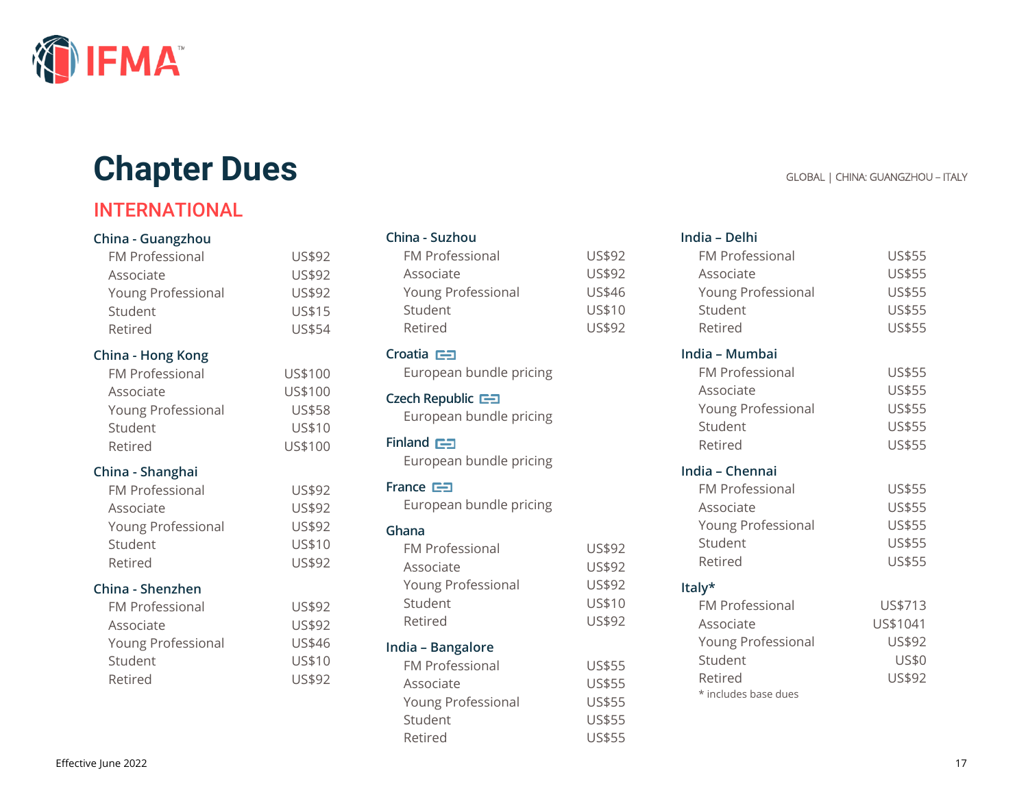# Chapter Dues

## INTERNATIONAL

### China - Guangzhou

| | |
|---|---|
| FM Professional | US$92 |
| Associate | US$92 |
| Young Professional | US$92 |
| Student | US$15 |
| Retired | US$54 |

### China - Hong Kong

| | |
|---|---|
| FM Professional | US$100 |
| Associate | US$100 |
| Young Professional | US$58 |
| Student | US$10 |
| Retired | US$100 |

### China - Shanghai

| | |
|---|---|
| FM Professional | US$92 |
| Associate | US$92 |
| Young Professional | US$92 |
| Student | US$10 |
| Retired | US$92 |

### China - Shenzhen

| | |
|---|---|
| FM Professional | US$92 |
| Associate | US$92 |
| Young Professional | US$46 |
| Student | US$10 |
| Retired | US$92 |

### China - Suzhou

| | |
|---|---|
| FM Professional | US$92 |
| Associate | US$92 |
| Young Professional | US$46 |
| Student | US$10 |
| Retired | US$92 |

### Croatia

European bundle pricing

### Czech Republic

European bundle pricing

### Finland

European bundle pricing

### France

European bundle pricing

### Ghana

| | |
|---|---|
| FM Professional | US$92 |
| Associate | US$92 |
| Young Professional | US$92 |
| Student | US$10 |
| Retired | US$92 |

### India – Bangalore

| | |
|---|---|
| FM Professional | US$55 |
| Associate | US$55 |
| Young Professional | US$55 |
| Student | US$55 |
| Retired | US$55 |

### India – Delhi

| | |
|---|---|
| FM Professional | US$55 |
| Associate | US$55 |
| Young Professional | US$55 |
| Student | US$55 |
| Retired | US$55 |

### India – Mumbai

| | |
|---|---|
| FM Professional | US$55 |
| Associate | US$55 |
| Young Professional | US$55 |
| Student | US$55 |
| Retired | US$55 |

### India – Chennai

| | |
|---|---|
| FM Professional | US$55 |
| Associate | US$55 |
| Young Professional | US$55 |
| Student | US$55 |
| Retired | US$55 |

### Italy*

| | |
|---|---|
| FM Professional | US$713 |
| Associate | US$1041 |
| Young Professional | US$92 |
| Student | US$0 |
| Retired | US$92 |

* includes base dues

Effective June 2022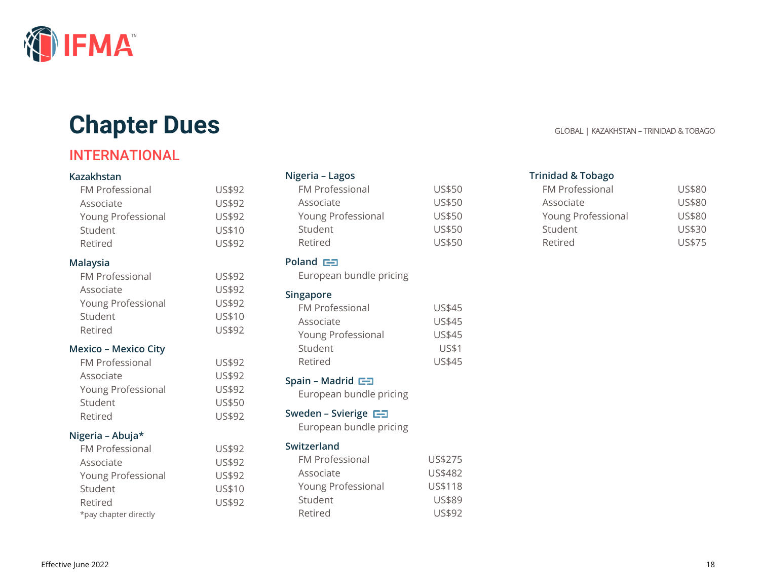# Chapter Dues

GLOBAL | KAZAKHSTAN – TRINIDAD & TOBAGO

## INTERNATIONAL

### Kazakhstan

| | |
|---|---|
| FM Professional | US$92 |
| Associate | US$92 |
| Young Professional | US$92 |
| Student | US$10 |
| Retired | US$92 |

### Malaysia

| | |
|---|---|
| FM Professional | US$92 |
| Associate | US$92 |
| Young Professional | US$92 |
| Student | US$10 |
| Retired | US$92 |

### Mexico – Mexico City

| | |
|---|---|
| FM Professional | US$92 |
| Associate | US$92 |
| Young Professional | US$92 |
| Student | US$50 |
| Retired | US$92 |

### Nigeria – Abuja*

| | |
|---|---|
| FM Professional | US$92 |
| Associate | US$92 |
| Young Professional | US$92 |
| Student | US$10 |
| Retired | US$92 |

*pay chapter directly

### Nigeria – Lagos

| | |
|---|---|
| FM Professional | US$50 |
| Associate | US$50 |
| Young Professional | US$50 |
| Student | US$50 |
| Retired | US$50 |

### Poland

European bundle pricing

### Singapore

| | |
|---|---|
| FM Professional | US$45 |
| Associate | US$45 |
| Young Professional | US$45 |
| Student | US$1 |
| Retired | US$45 |

### Spain – Madrid

European bundle pricing

### Sweden – Svierige

European bundle pricing

### Switzerland

| | |
|---|---|
| FM Professional | US$275 |
| Associate | US$482 |
| Young Professional | US$118 |
| Student | US$89 |
| Retired | US$92 |

### Trinidad & Tobago

| | |
|---|---|
| FM Professional | US$80 |
| Associate | US$80 |
| Young Professional | US$80 |
| Student | US$30 |
| Retired | US$75 |

Effective June 2022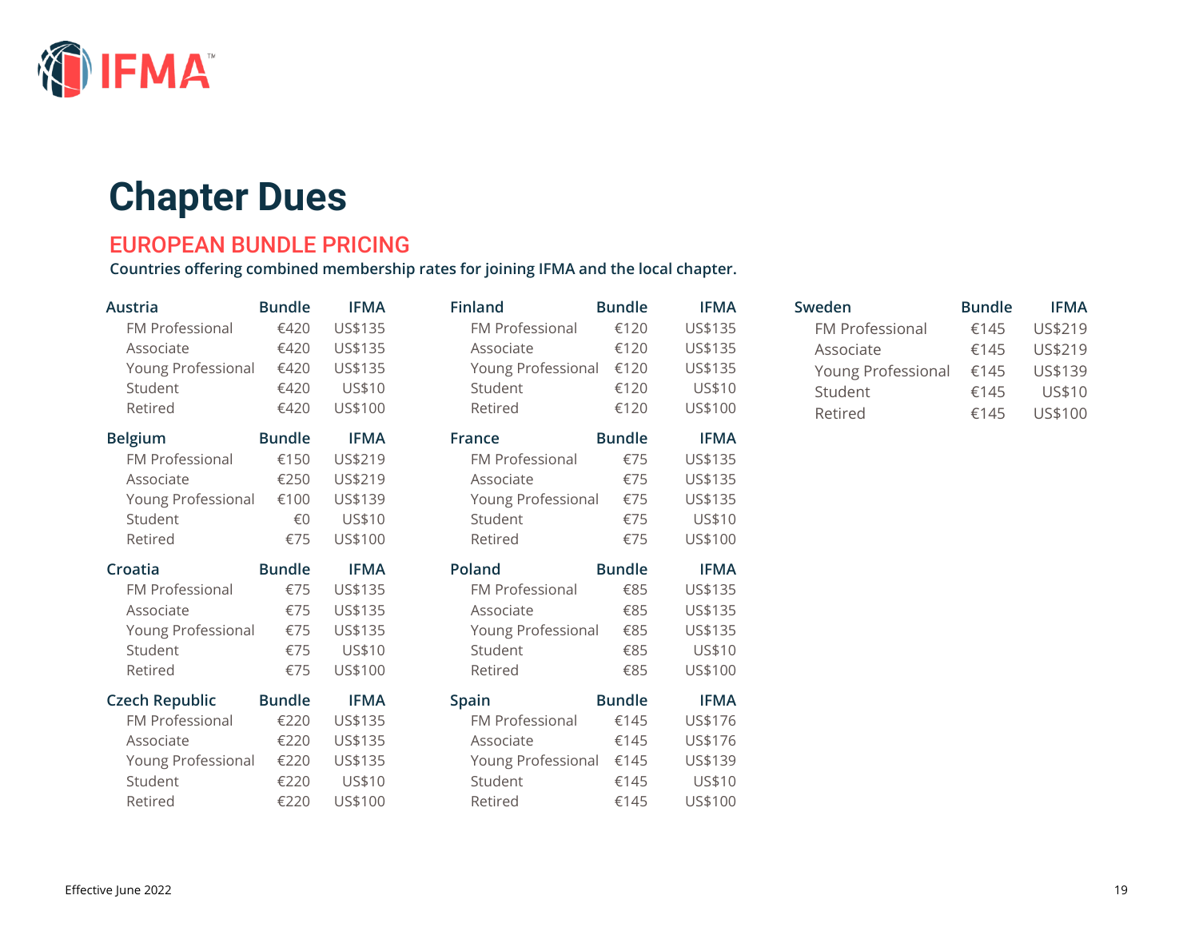# Chapter Dues

## EUROPEAN BUNDLE PRICING

**Countries offering combined membership rates for joining IFMA and the local chapter.**

| Austria | Bundle | IFMA |
|---|---|---|
| FM Professional | €420 | US$135 |
| Associate | €420 | US$135 |
| Young Professional | €420 | US$135 |
| Student | €420 | US$10 |
| Retired | €420 | US$100 |

| Belgium | Bundle | IFMA |
|---|---|---|
| FM Professional | €150 | US$219 |
| Associate | €250 | US$219 |
| Young Professional | €100 | US$139 |
| Student | €0 | US$10 |
| Retired | €75 | US$100 |

| Croatia | Bundle | IFMA |
|---|---|---|
| FM Professional | €75 | US$135 |
| Associate | €75 | US$135 |
| Young Professional | €75 | US$135 |
| Student | €75 | US$10 |
| Retired | €75 | US$100 |

| Czech Republic | Bundle | IFMA |
|---|---|---|
| FM Professional | €220 | US$135 |
| Associate | €220 | US$135 |
| Young Professional | €220 | US$135 |
| Student | €220 | US$10 |
| Retired | €220 | US$100 |

| Finland | Bundle | IFMA |
|---|---|---|
| FM Professional | €120 | US$135 |
| Associate | €120 | US$135 |
| Young Professional | €120 | US$135 |
| Student | €120 | US$10 |
| Retired | €120 | US$100 |

| France | Bundle | IFMA |
|---|---|---|
| FM Professional | €75 | US$135 |
| Associate | €75 | US$135 |
| Young Professional | €75 | US$135 |
| Student | €75 | US$10 |
| Retired | €75 | US$100 |

| Poland | Bundle | IFMA |
|---|---|---|
| FM Professional | €85 | US$135 |
| Associate | €85 | US$135 |
| Young Professional | €85 | US$135 |
| Student | €85 | US$10 |
| Retired | €85 | US$100 |

| Spain | Bundle | IFMA |
|---|---|---|
| FM Professional | €145 | US$176 |
| Associate | €145 | US$176 |
| Young Professional | €145 | US$139 |
| Student | €145 | US$10 |
| Retired | €145 | US$100 |

| Sweden | Bundle | IFMA |
|---|---|---|
| FM Professional | €145 | US$219 |
| Associate | €145 | US$219 |
| Young Professional | €145 | US$139 |
| Student | €145 | US$10 |
| Retired | €145 | US$100 |

Effective June 2022